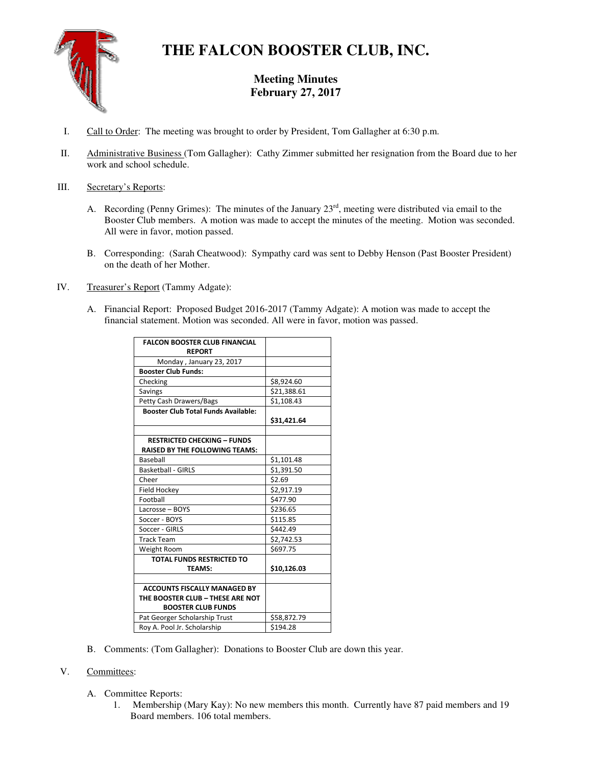# THE FALCON BOOSTER CLUB, INC.

## Meeting Minutes
## February 27, 2017

I. Call to Order: The meeting was brought to order by President, Tom Gallagher at 6:30 p.m.

II. Administrative Business (Tom Gallagher): Cathy Zimmer submitted her resignation from the Board due to her work and school schedule.

III. Secretary's Reports:

   A. Recording (Penny Grimes): The minutes of the January 23rd, meeting were distributed via email to the Booster Club members. A motion was made to accept the minutes of the meeting. Motion was seconded. All were in favor, motion passed.

   B. Corresponding: (Sarah Cheatwood): Sympathy card was sent to Debby Henson (Past Booster President) on the death of her Mother.

IV. Treasurer's Report (Tammy Adgate):

   A. Financial Report: Proposed Budget 2016-2017 (Tammy Adgate): A motion was made to accept the financial statement. Motion was seconded. All were in favor, motion was passed.

| **FALCON BOOSTER CLUB FINANCIAL REPORT** | |
|---|---|
| Monday , January 23, 2017 | |
| **Booster Club Funds:** | |
| Checking | $8,924.60 |
| Savings | $21,388.61 |
| Petty Cash Drawers/Bags | $1,108.43 |
| **Booster Club Total Funds Available:** | **$31,421.64** |
| | |
| **RESTRICTED CHECKING – FUNDS RAISED BY THE FOLLOWING TEAMS:** | |
| Baseball | $1,101.48 |
| Basketball - GIRLS | $1,391.50 |
| Cheer | $2.69 |
| Field Hockey | $2,917.19 |
| Football | $477.90 |
| Lacrosse – BOYS | $236.65 |
| Soccer - BOYS | $115.85 |
| Soccer - GIRLS | $442.49 |
| Track Team | $2,742.53 |
| Weight Room | $697.75 |
| **TOTAL FUNDS RESTRICTED TO TEAMS:** | **$10,126.03** |
| | |
| **ACCOUNTS FISCALLY MANAGED BY THE BOOSTER CLUB – THESE ARE NOT BOOSTER CLUB FUNDS** | |
| Pat Georger Scholarship Trust | $58,872.79 |
| Roy A. Pool Jr. Scholarship | $194.28 |

   B. Comments: (Tom Gallagher): Donations to Booster Club are down this year.

V. Committees:

   A. Committee Reports:
      1. Membership (Mary Kay): No new members this month. Currently have 87 paid members and 19 Board members. 106 total members.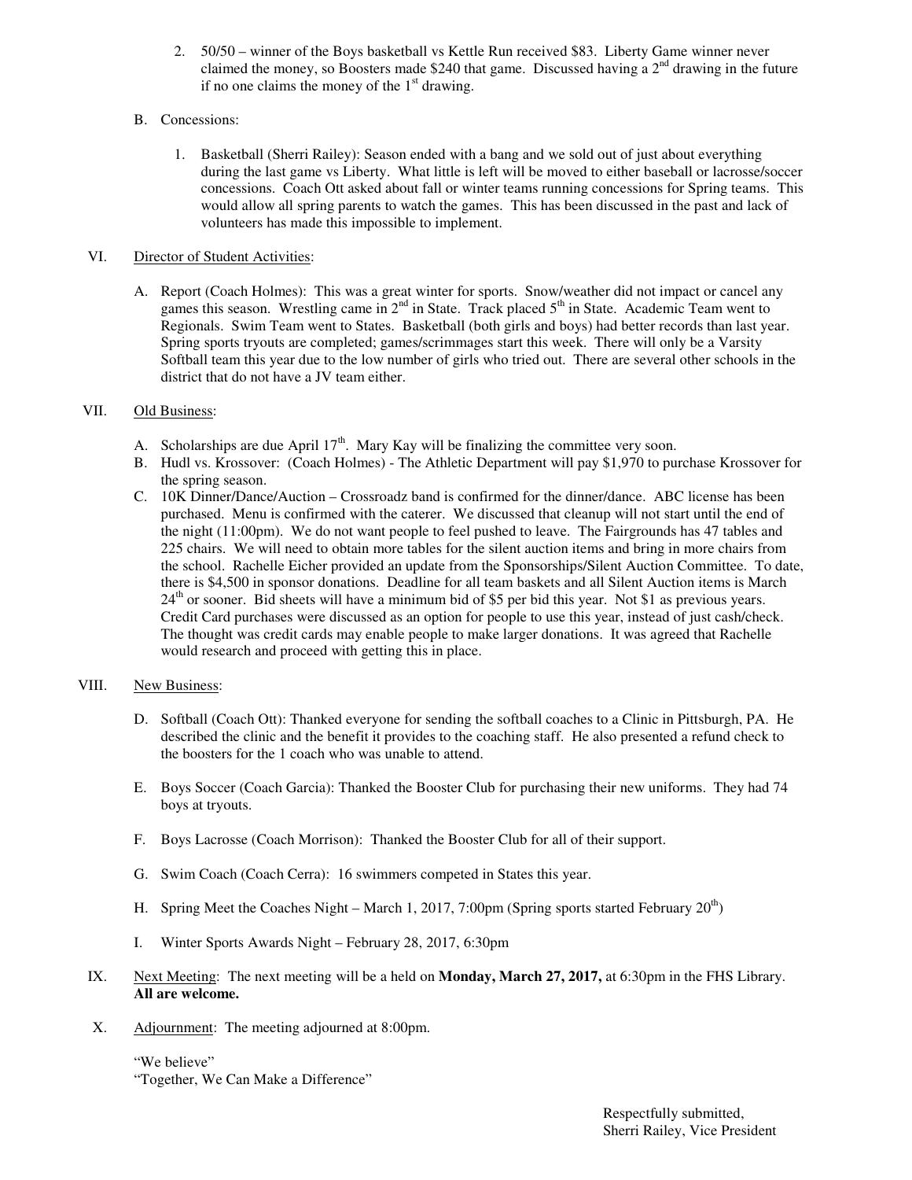2. 50/50 – winner of the Boys basketball vs Kettle Run received $83. Liberty Game winner never claimed the money, so Boosters made $240 that game. Discussed having a 2nd drawing in the future if no one claims the money of the 1st drawing.

B. Concessions:

1. Basketball (Sherri Railey): Season ended with a bang and we sold out of just about everything during the last game vs Liberty. What little is left will be moved to either baseball or lacrosse/soccer concessions. Coach Ott asked about fall or winter teams running concessions for Spring teams. This would allow all spring parents to watch the games. This has been discussed in the past and lack of volunteers has made this impossible to implement.

VI. Director of Student Activities:

A. Report (Coach Holmes): This was a great winter for sports. Snow/weather did not impact or cancel any games this season. Wrestling came in 2nd in State. Track placed 5th in State. Academic Team went to Regionals. Swim Team went to States. Basketball (both girls and boys) had better records than last year. Spring sports tryouts are completed; games/scrimmages start this week. There will only be a Varsity Softball team this year due to the low number of girls who tried out. There are several other schools in the district that do not have a JV team either.

VII. Old Business:

A. Scholarships are due April 17th. Mary Kay will be finalizing the committee very soon.
B. Hudl vs. Krossover: (Coach Holmes) - The Athletic Department will pay $1,970 to purchase Krossover for the spring season.
C. 10K Dinner/Dance/Auction – Crossroadz band is confirmed for the dinner/dance. ABC license has been purchased. Menu is confirmed with the caterer. We discussed that cleanup will not start until the end of the night (11:00pm). We do not want people to feel pushed to leave. The Fairgrounds has 47 tables and 225 chairs. We will need to obtain more tables for the silent auction items and bring in more chairs from the school. Rachelle Eicher provided an update from the Sponsorships/Silent Auction Committee. To date, there is $4,500 in sponsor donations. Deadline for all team baskets and all Silent Auction items is March 24th or sooner. Bid sheets will have a minimum bid of $5 per bid this year. Not $1 as previous years. Credit Card purchases were discussed as an option for people to use this year, instead of just cash/check. The thought was credit cards may enable people to make larger donations. It was agreed that Rachelle would research and proceed with getting this in place.

VIII. New Business:

D. Softball (Coach Ott): Thanked everyone for sending the softball coaches to a Clinic in Pittsburgh, PA. He described the clinic and the benefit it provides to the coaching staff. He also presented a refund check to the boosters for the 1 coach who was unable to attend.

E. Boys Soccer (Coach Garcia): Thanked the Booster Club for purchasing their new uniforms. They had 74 boys at tryouts.

F. Boys Lacrosse (Coach Morrison): Thanked the Booster Club for all of their support.

G. Swim Coach (Coach Cerra): 16 swimmers competed in States this year.

H. Spring Meet the Coaches Night – March 1, 2017, 7:00pm (Spring sports started February 20th)

I. Winter Sports Awards Night – February 28, 2017, 6:30pm

IX. Next Meeting: The next meeting will be a held on **Monday, March 27, 2017,** at 6:30pm in the FHS Library. **All are welcome.**

X. Adjournment: The meeting adjourned at 8:00pm.

"We believe"
"Together, We Can Make a Difference"

Respectfully submitted,
Sherri Railey, Vice President